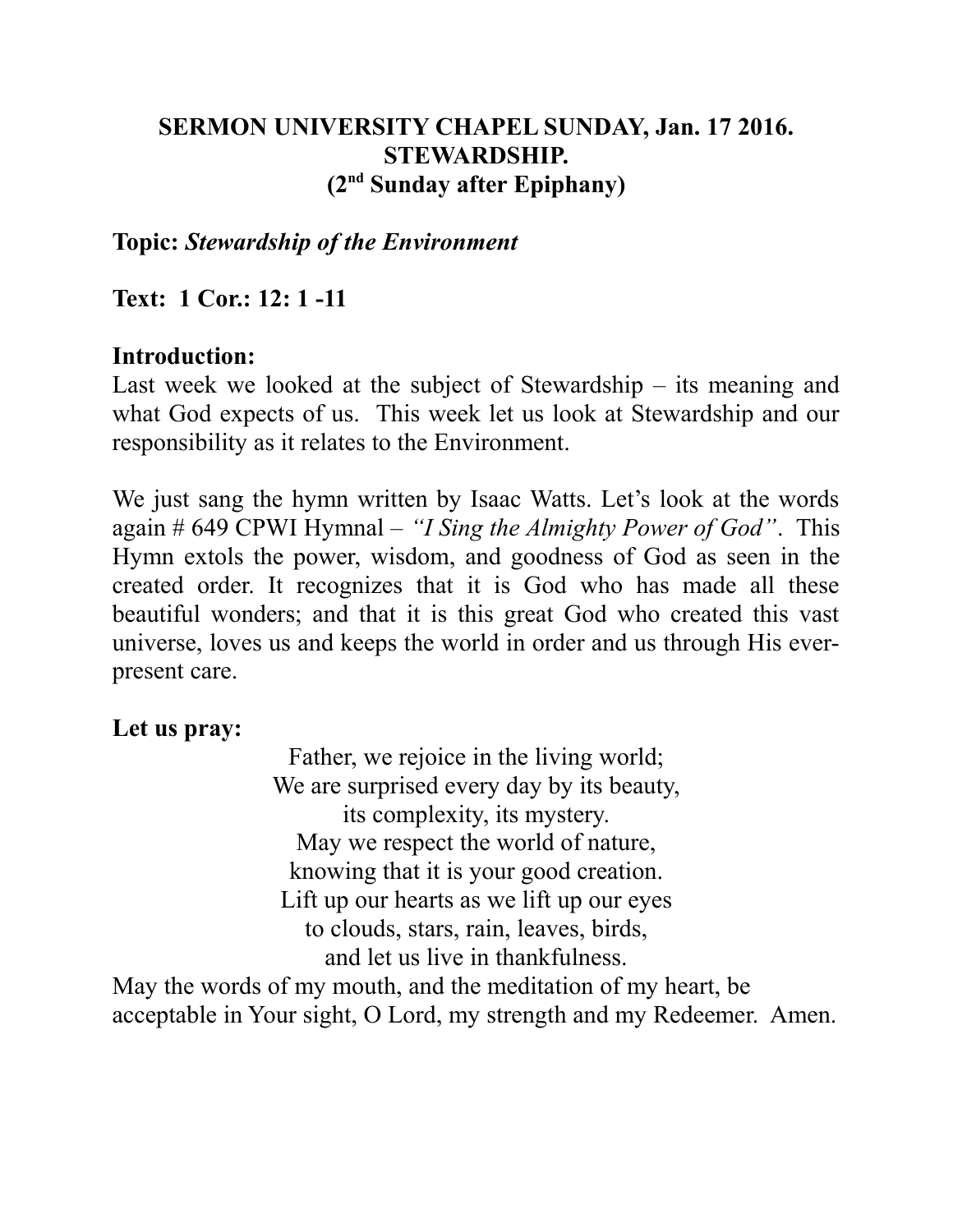# SERMON UNIVERSITY CHAPEL SUNDAY, Jan. 17 2016.
# STEWARDSHIP.
# (2nd Sunday after Epiphany)

**Topic:** ***Stewardship of the Environment***

**Text: 1 Cor.: 12: 1 -11**

**Introduction:**

Last week we looked at the subject of Stewardship – its meaning and what God expects of us. This week let us look at Stewardship and our responsibility as it relates to the Environment.

We just sang the hymn written by Isaac Watts. Let's look at the words again # 649 CPWI Hymnal – *"I Sing the Almighty Power of God"*. This Hymn extols the power, wisdom, and goodness of God as seen in the created order. It recognizes that it is God who has made all these beautiful wonders; and that it is this great God who created this vast universe, loves us and keeps the world in order and us through His ever-present care.

**Let us pray:**

Father, we rejoice in the living world;
We are surprised every day by its beauty,
its complexity, its mystery.
May we respect the world of nature,
knowing that it is your good creation.
Lift up our hearts as we lift up our eyes
to clouds, stars, rain, leaves, birds,
and let us live in thankfulness.

May the words of my mouth, and the meditation of my heart, be acceptable in Your sight, O Lord, my strength and my Redeemer. Amen.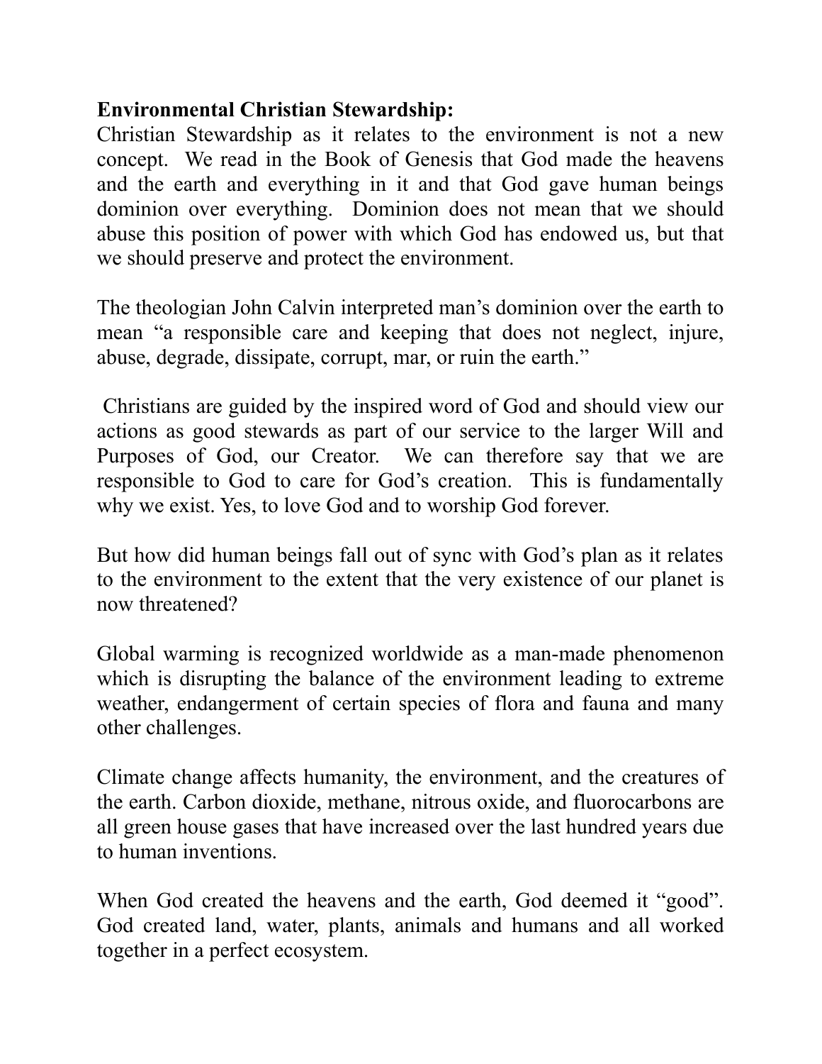**Environmental Christian Stewardship:**

Christian Stewardship as it relates to the environment is not a new concept. We read in the Book of Genesis that God made the heavens and the earth and everything in it and that God gave human beings dominion over everything. Dominion does not mean that we should abuse this position of power with which God has endowed us, but that we should preserve and protect the environment.

The theologian John Calvin interpreted man's dominion over the earth to mean "a responsible care and keeping that does not neglect, injure, abuse, degrade, dissipate, corrupt, mar, or ruin the earth."

Christians are guided by the inspired word of God and should view our actions as good stewards as part of our service to the larger Will and Purposes of God, our Creator. We can therefore say that we are responsible to God to care for God's creation. This is fundamentally why we exist. Yes, to love God and to worship God forever.

But how did human beings fall out of sync with God's plan as it relates to the environment to the extent that the very existence of our planet is now threatened?

Global warming is recognized worldwide as a man-made phenomenon which is disrupting the balance of the environment leading to extreme weather, endangerment of certain species of flora and fauna and many other challenges.

Climate change affects humanity, the environment, and the creatures of the earth. Carbon dioxide, methane, nitrous oxide, and fluorocarbons are all green house gases that have increased over the last hundred years due to human inventions.

When God created the heavens and the earth, God deemed it "good". God created land, water, plants, animals and humans and all worked together in a perfect ecosystem.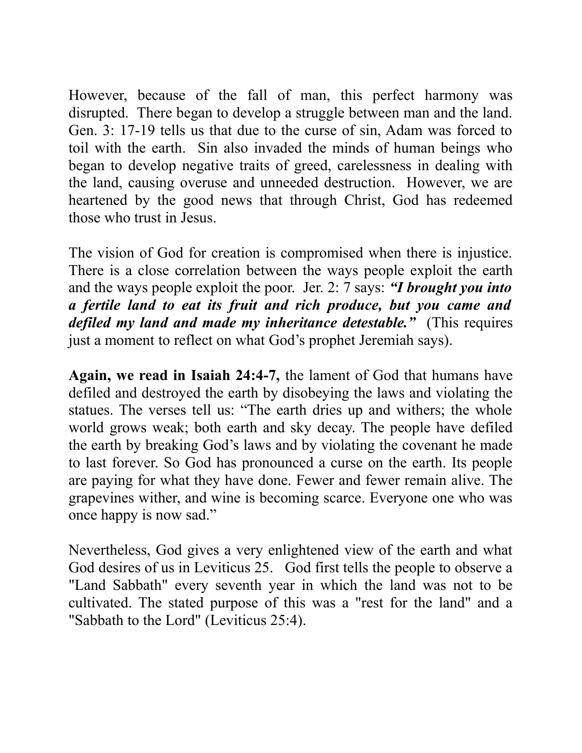However, because of the fall of man, this perfect harmony was disrupted. There began to develop a struggle between man and the land. Gen. 3: 17-19 tells us that due to the curse of sin, Adam was forced to toil with the earth. Sin also invaded the minds of human beings who began to develop negative traits of greed, carelessness in dealing with the land, causing overuse and unneeded destruction. However, we are heartened by the good news that through Christ, God has redeemed those who trust in Jesus.

The vision of God for creation is compromised when there is injustice. There is a close correlation between the ways people exploit the earth and the ways people exploit the poor. Jer. 2: 7 says: ***"I brought you into a fertile land to eat its fruit and rich produce, but you came and defiled my land and made my inheritance detestable."*** (This requires just a moment to reflect on what God's prophet Jeremiah says).

**Again, we read in Isaiah 24:4-7,** the lament of God that humans have defiled and destroyed the earth by disobeying the laws and violating the statues. The verses tell us: "The earth dries up and withers; the whole world grows weak; both earth and sky decay. The people have defiled the earth by breaking God's laws and by violating the covenant he made to last forever. So God has pronounced a curse on the earth. Its people are paying for what they have done. Fewer and fewer remain alive. The grapevines wither, and wine is becoming scarce. Everyone one who was once happy is now sad."

Nevertheless, God gives a very enlightened view of the earth and what God desires of us in Leviticus 25. God first tells the people to observe a "Land Sabbath" every seventh year in which the land was not to be cultivated. The stated purpose of this was a "rest for the land" and a "Sabbath to the Lord" (Leviticus 25:4).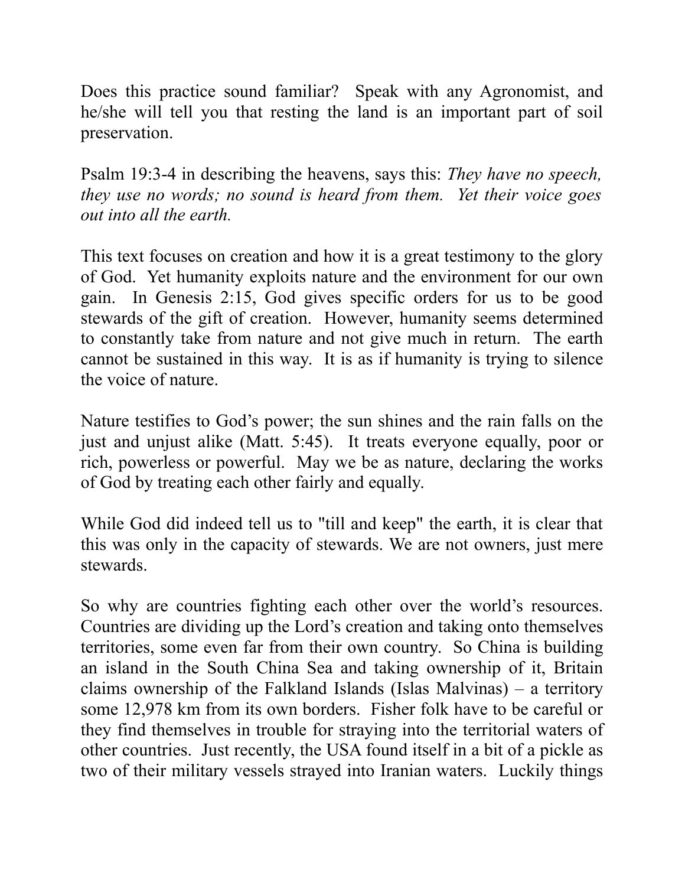Does this practice sound familiar? Speak with any Agronomist, and he/she will tell you that resting the land is an important part of soil preservation.

Psalm 19:3-4 in describing the heavens, says this: *They have no speech, they use no words; no sound is heard from them. Yet their voice goes out into all the earth.*

This text focuses on creation and how it is a great testimony to the glory of God. Yet humanity exploits nature and the environment for our own gain. In Genesis 2:15, God gives specific orders for us to be good stewards of the gift of creation. However, humanity seems determined to constantly take from nature and not give much in return. The earth cannot be sustained in this way. It is as if humanity is trying to silence the voice of nature.

Nature testifies to God's power; the sun shines and the rain falls on the just and unjust alike (Matt. 5:45). It treats everyone equally, poor or rich, powerless or powerful. May we be as nature, declaring the works of God by treating each other fairly and equally.

While God did indeed tell us to "till and keep" the earth, it is clear that this was only in the capacity of stewards. We are not owners, just mere stewards.

So why are countries fighting each other over the world's resources. Countries are dividing up the Lord's creation and taking onto themselves territories, some even far from their own country. So China is building an island in the South China Sea and taking ownership of it, Britain claims ownership of the Falkland Islands (Islas Malvinas) – a territory some 12,978 km from its own borders. Fisher folk have to be careful or they find themselves in trouble for straying into the territorial waters of other countries. Just recently, the USA found itself in a bit of a pickle as two of their military vessels strayed into Iranian waters. Luckily things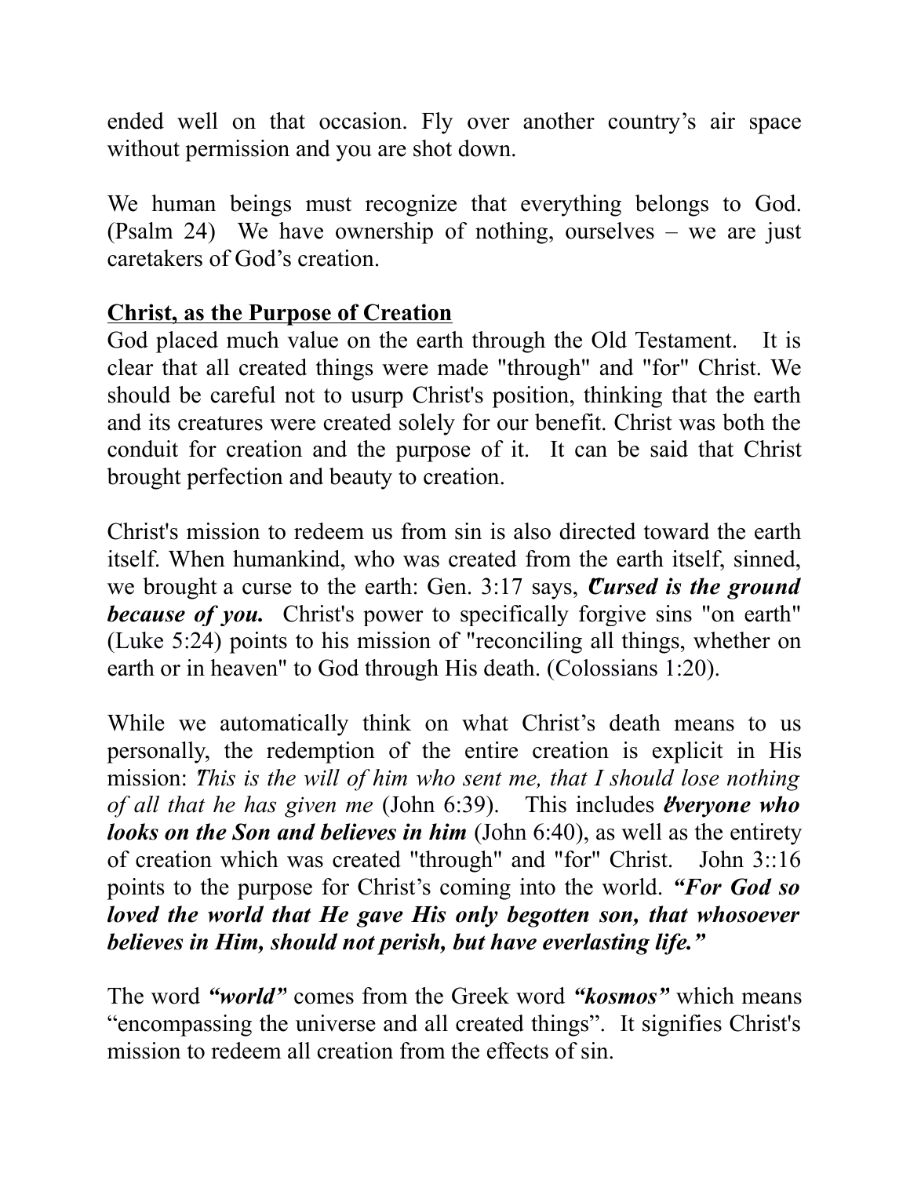ended well on that occasion. Fly over another country's air space without permission and you are shot down.

We human beings must recognize that everything belongs to God. (Psalm 24) We have ownership of nothing, ourselves – we are just caretakers of God's creation.

## Christ, as the Purpose of Creation

God placed much value on the earth through the Old Testament. It is clear that all created things were made "through" and "for" Christ. We should be careful not to usurp Christ's position, thinking that the earth and its creatures were created solely for our benefit. Christ was both the conduit for creation and the purpose of it. It can be said that Christ brought perfection and beauty to creation.

Christ's mission to redeem us from sin is also directed toward the earth itself. When humankind, who was created from the earth itself, sinned, we brought a curse to the earth: Gen. 3:17 says, ***Cursed is the ground because of you.*** Christ's power to specifically forgive sins "on earth" (Luke 5:24) points to his mission of "reconciling all things, whether on earth or in heaven" to God through His death. (Colossians 1:20).

While we automatically think on what Christ's death means to us personally, the redemption of the entire creation is explicit in His mission: *This is the will of him who sent me, that I should lose nothing of all that he has given me* (John 6:39). This includes ***everyone who looks on the Son and believes in him*** (John 6:40), as well as the entirety of creation which was created "through" and "for" Christ. John 3::16 points to the purpose for Christ's coming into the world. ***"For God so loved the world that He gave His only begotten son, that whosoever believes in Him, should not perish, but have everlasting life."***

The word ***"world"*** comes from the Greek word ***"kosmos"*** which means "encompassing the universe and all created things". It signifies Christ's mission to redeem all creation from the effects of sin.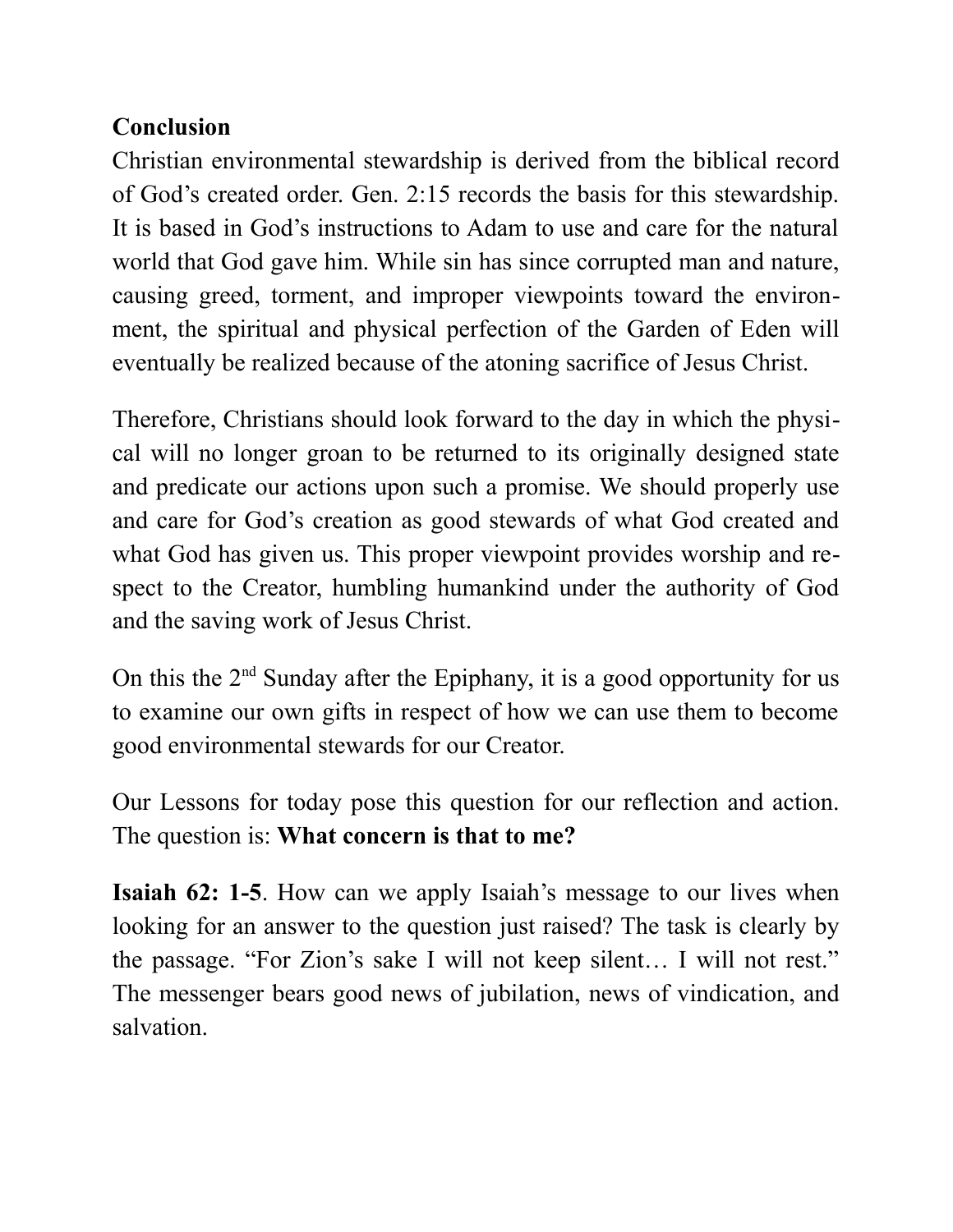**Conclusion**

Christian environmental stewardship is derived from the biblical record of God's created order. Gen. 2:15 records the basis for this stewardship. It is based in God's instructions to Adam to use and care for the natural world that God gave him. While sin has since corrupted man and nature, causing greed, torment, and improper viewpoints toward the environment, the spiritual and physical perfection of the Garden of Eden will eventually be realized because of the atoning sacrifice of Jesus Christ.

Therefore, Christians should look forward to the day in which the physical will no longer groan to be returned to its originally designed state and predicate our actions upon such a promise. We should properly use and care for God's creation as good stewards of what God created and what God has given us. This proper viewpoint provides worship and respect to the Creator, humbling humankind under the authority of God and the saving work of Jesus Christ.

On this the 2nd Sunday after the Epiphany, it is a good opportunity for us to examine our own gifts in respect of how we can use them to become good environmental stewards for our Creator.

Our Lessons for today pose this question for our reflection and action. The question is: **What concern is that to me?**

**Isaiah 62: 1-5**. How can we apply Isaiah's message to our lives when looking for an answer to the question just raised? The task is clearly by the passage. "For Zion's sake I will not keep silent… I will not rest." The messenger bears good news of jubilation, news of vindication, and salvation.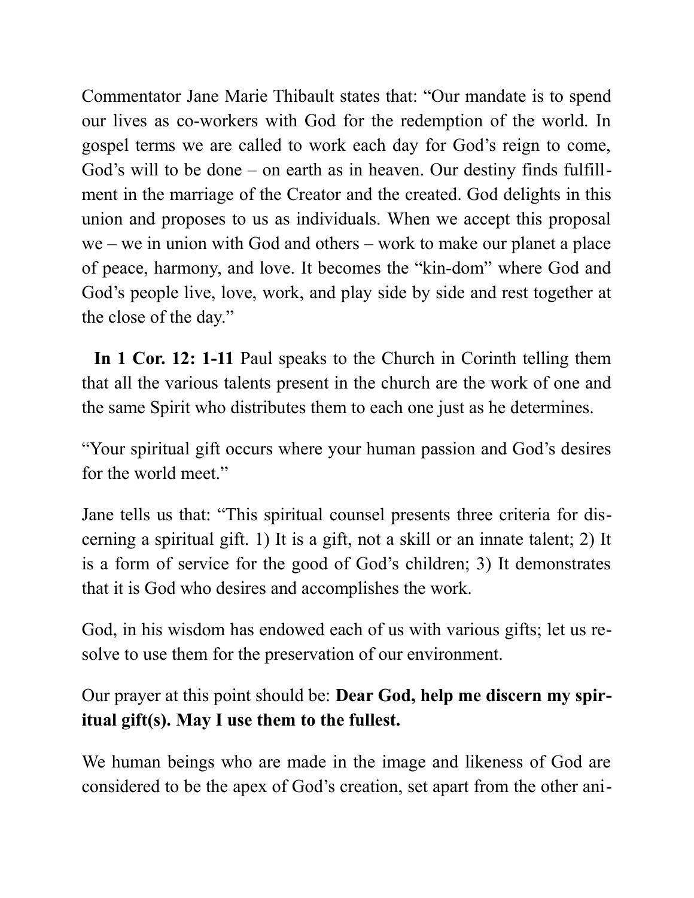Commentator Jane Marie Thibault states that: “Our mandate is to spend our lives as co-workers with God for the redemption of the world. In gospel terms we are called to work each day for God’s reign to come, God’s will to be done – on earth as in heaven. Our destiny finds fulfillment in the marriage of the Creator and the created. God delights in this union and proposes to us as individuals. When we accept this proposal we – we in union with God and others – work to make our planet a place of peace, harmony, and love. It becomes the “kin-dom” where God and God’s people live, love, work, and play side by side and rest together at the close of the day.”

**In 1 Cor. 12: 1-11** Paul speaks to the Church in Corinth telling them that all the various talents present in the church are the work of one and the same Spirit who distributes them to each one just as he determines.

“Your spiritual gift occurs where your human passion and God’s desires for the world meet.”

Jane tells us that: “This spiritual counsel presents three criteria for discerning a spiritual gift. 1) It is a gift, not a skill or an innate talent; 2) It is a form of service for the good of God’s children; 3) It demonstrates that it is God who desires and accomplishes the work.

God, in his wisdom has endowed each of us with various gifts; let us resolve to use them for the preservation of our environment.

Our prayer at this point should be: **Dear God, help me discern my spiritual gift(s). May I use them to the fullest.**

We human beings who are made in the image and likeness of God are considered to be the apex of God’s creation, set apart from the other ani-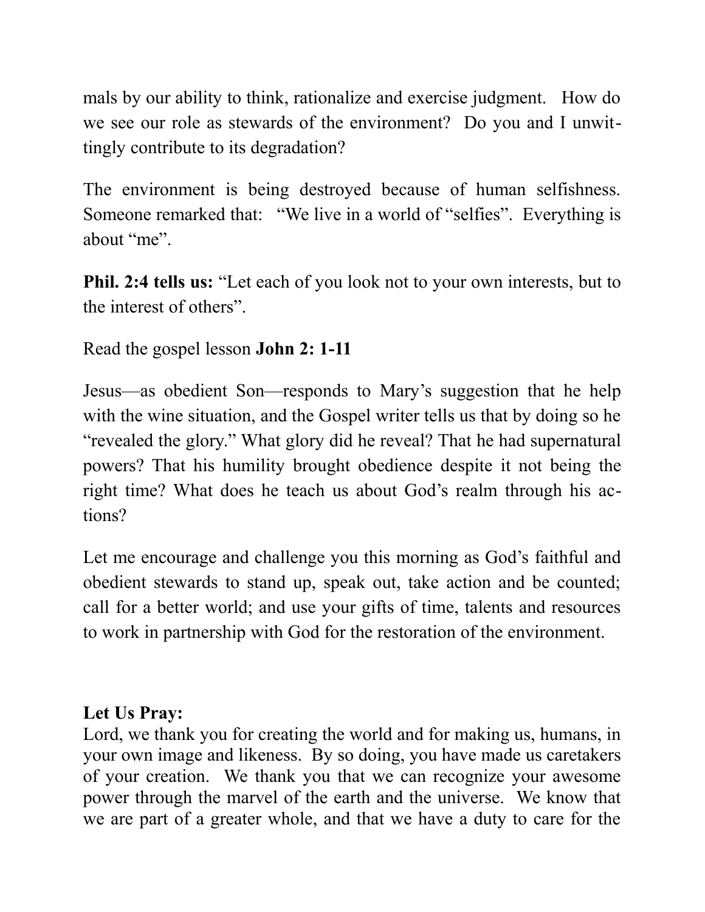mals by our ability to think, rationalize and exercise judgment. How do we see our role as stewards of the environment? Do you and I unwittingly contribute to its degradation?

The environment is being destroyed because of human selfishness. Someone remarked that: "We live in a world of "selfies". Everything is about "me".

**Phil. 2:4 tells us:** "Let each of you look not to your own interests, but to the interest of others".

Read the gospel lesson **John 2: 1-11**

Jesus—as obedient Son—responds to Mary's suggestion that he help with the wine situation, and the Gospel writer tells us that by doing so he "revealed the glory." What glory did he reveal? That he had supernatural powers? That his humility brought obedience despite it not being the right time? What does he teach us about God's realm through his actions?

Let me encourage and challenge you this morning as God's faithful and obedient stewards to stand up, speak out, take action and be counted; call for a better world; and use your gifts of time, talents and resources to work in partnership with God for the restoration of the environment.

**Let Us Pray:**

Lord, we thank you for creating the world and for making us, humans, in your own image and likeness. By so doing, you have made us caretakers of your creation. We thank you that we can recognize your awesome power through the marvel of the earth and the universe. We know that we are part of a greater whole, and that we have a duty to care for the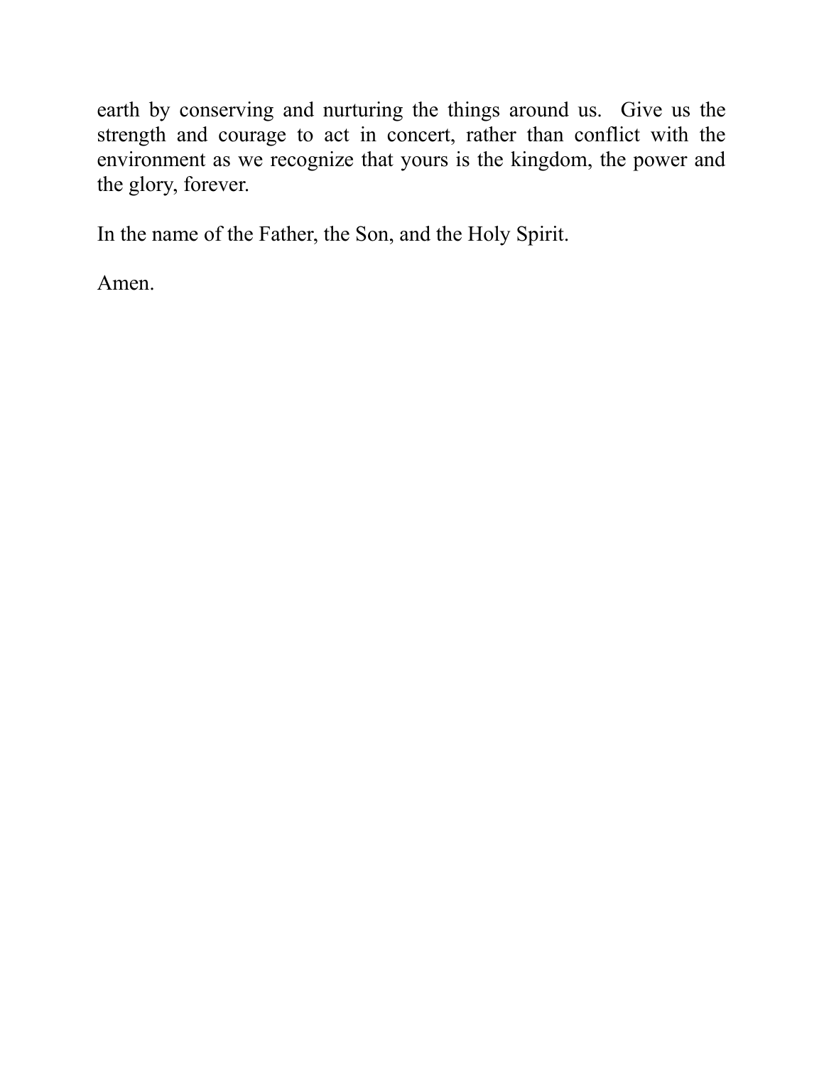earth by conserving and nurturing the things around us.  Give us the strength and courage to act in concert, rather than conflict with the environment as we recognize that yours is the kingdom, the power and the glory, forever.

In the name of the Father, the Son, and the Holy Spirit.

Amen.